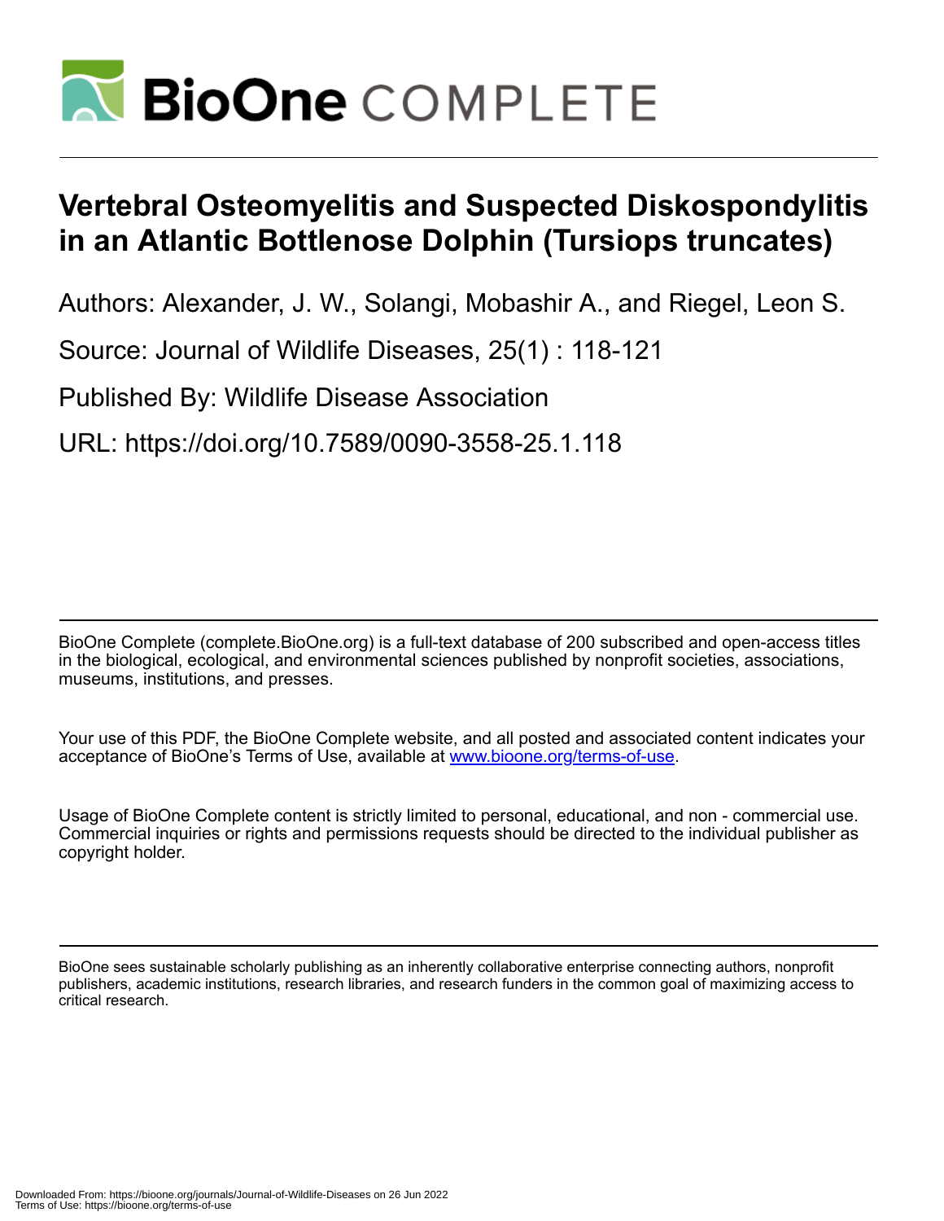# Vertebral Osteomyelitis and Suspected Diskospondylitis in an Atlantic Bottlenose Dolphin (Tursiops truncates)

Authors: Alexander, J. W., Solangi, Mobashir A., and Riegel, Leon S.

Source: Journal of Wildlife Diseases, 25(1) : 118-121

Published By: Wildlife Disease Association

URL: https://doi.org/10.7589/0090-3558-25.1.118

---

BioOne Complete (complete.BioOne.org) is a full-text database of 200 subscribed and open-access titles in the biological, ecological, and environmental sciences published by nonprofit societies, associations, museums, institutions, and presses.

Your use of this PDF, the BioOne Complete website, and all posted and associated content indicates your acceptance of BioOne's Terms of Use, available at www.bioone.org/terms-of-use.

Usage of BioOne Complete content is strictly limited to personal, educational, and non - commercial use. Commercial inquiries or rights and permissions requests should be directed to the individual publisher as copyright holder.

---

BioOne sees sustainable scholarly publishing as an inherently collaborative enterprise connecting authors, nonprofit publishers, academic institutions, research libraries, and research funders in the common goal of maximizing access to critical research.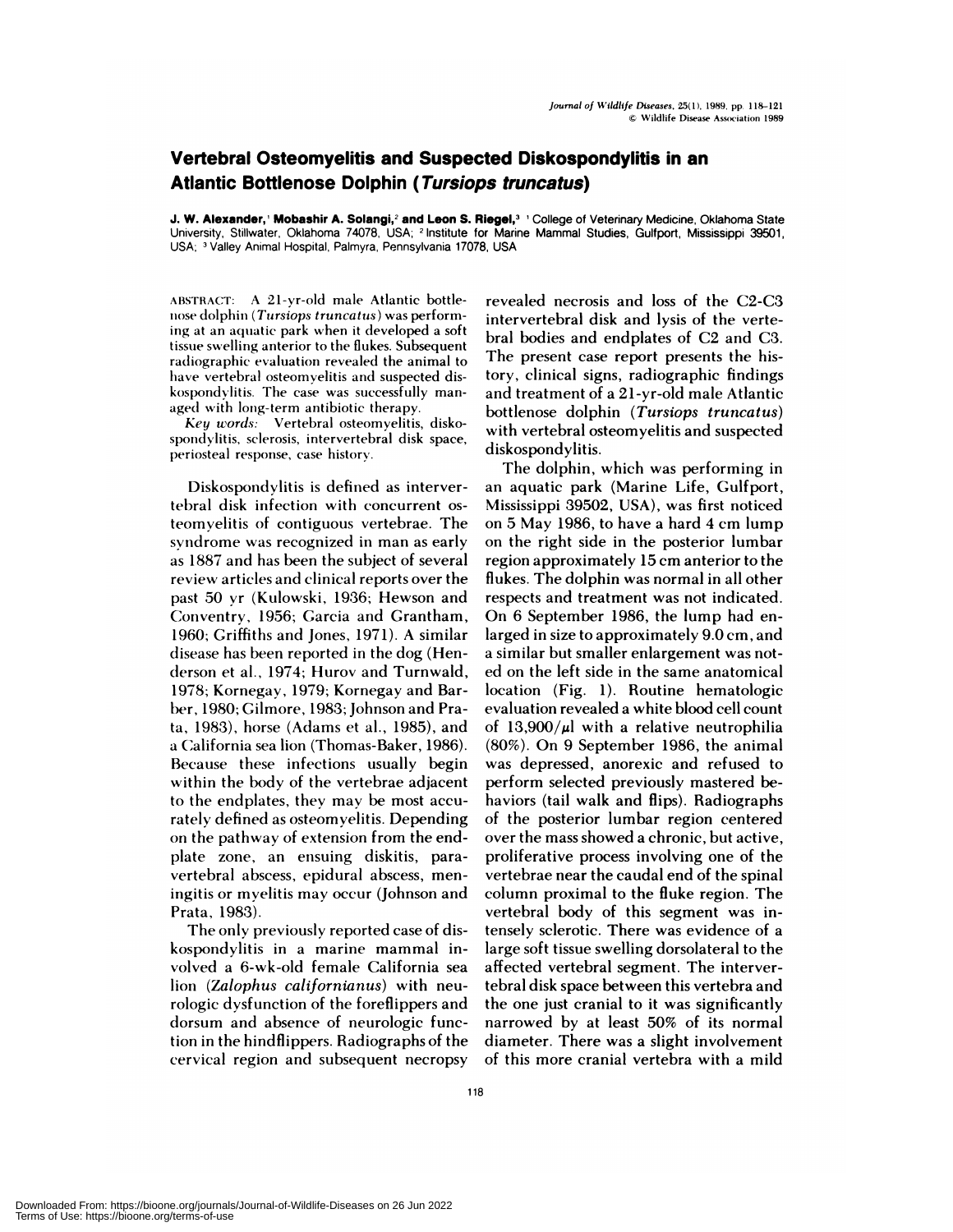# Vertebral Osteomyelitis and Suspected Diskospondylitis in an Atlantic Bottlenose Dolphin (*Tursiops truncatus*)

**J. W. Alexander,[1] Mobashir A. Solangi,[2] and Leon S. Riegel,[3]** [1] College of Veterinary Medicine, Oklahoma State University, Stillwater, Oklahoma 74078, USA; [2] Institute for Marine Mammal Studies, Gulfport, Mississippi 39501, USA; [3] Valley Animal Hospital, Palmyra, Pennsylvania 17078, USA

ABSTRACT: A 21-yr-old male Atlantic bottlenose dolphin (*Tursiops truncatus*) was performing at an aquatic park when it developed a soft tissue swelling anterior to the flukes. Subsequent radiographic evaluation revealed the animal to have vertebral osteomyelitis and suspected diskospondylitis. The case was successfully managed with long-term antibiotic therapy.

*Key words:* Vertebral osteomyelitis, diskospondylitis, sclerosis, intervertebral disk space, periosteal response, case history.

Diskospondylitis is defined as intervertebral disk infection with concurrent osteomyelitis of contiguous vertebrae. The syndrome was recognized in man as early as 1887 and has been the subject of several review articles and clinical reports over the past 50 yr (Kulowski, 1936; Hewson and Conventry, 1956; Garcia and Grantham, 1960; Griffiths and Jones, 1971). A similar disease has been reported in the dog (Henderson et al., 1974; Hurov and Turnwald, 1978; Kornegay, 1979; Kornegay and Barber, 1980; Gilmore, 1983; Johnson and Prata, 1983), horse (Adams et al., 1985), and a California sea lion (Thomas-Baker, 1986). Because these infections usually begin within the body of the vertebrae adjacent to the endplates, they may be most accurately defined as osteomyelitis. Depending on the pathway of extension from the endplate zone, an ensuing diskitis, paravertebral abscess, epidural abscess, meningitis or myelitis may occur (Johnson and Prata, 1983).

The only previously reported case of diskospondylitis in a marine mammal involved a 6-wk-old female California sea lion (*Zalophus californianus*) with neurologic dysfunction of the foreflippers and dorsum and absence of neurologic function in the hindflippers. Radiographs of the cervical region and subsequent necropsy revealed necrosis and loss of the C2-C3 intervertebral disk and lysis of the vertebral bodies and endplates of C2 and C3. The present case report presents the history, clinical signs, radiographic findings and treatment of a 21-yr-old male Atlantic bottlenose dolphin (*Tursiops truncatus*) with vertebral osteomyelitis and suspected diskospondylitis.

The dolphin, which was performing in an aquatic park (Marine Life, Gulfport, Mississippi 39502, USA), was first noticed on 5 May 1986, to have a hard 4 cm lump on the right side in the posterior lumbar region approximately 15 cm anterior to the flukes. The dolphin was normal in all other respects and treatment was not indicated. On 6 September 1986, the lump had enlarged in size to approximately 9.0 cm, and a similar but smaller enlargement was noted on the left side in the same anatomical location (Fig. 1). Routine hematologic evaluation revealed a white blood cell count of $13{,}900/\mu l$ with a relative neutrophilia (80%). On 9 September 1986, the animal was depressed, anorexic and refused to perform selected previously mastered behaviors (tail walk and flips). Radiographs of the posterior lumbar region centered over the mass showed a chronic, but active, proliferative process involving one of the vertebrae near the caudal end of the spinal column proximal to the fluke region. The vertebral body of this segment was intensely sclerotic. There was evidence of a large soft tissue swelling dorsolateral to the affected vertebral segment. The intervertebral disk space between this vertebra and the one just cranial to it was significantly narrowed by at least 50% of its normal diameter. There was a slight involvement of this more cranial vertebra with a mild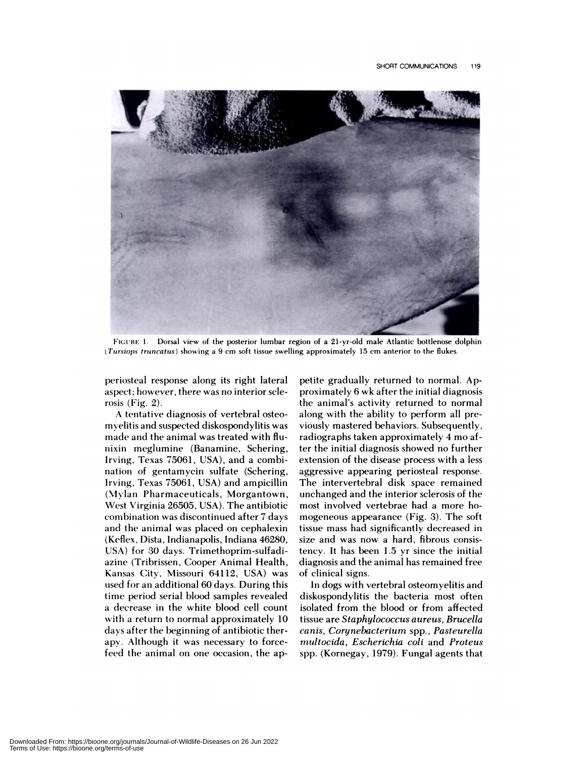FIGURE 1. Dorsal view of the posterior lumbar region of a 21-yr-old male Atlantic bottlenose dolphin (*Tursiops truncatus*) showing a 9 cm soft tissue swelling approximately 15 cm anterior to the flukes.

periosteal response along its right lateral aspect; however, there was no interior sclerosis (Fig. 2).

A tentative diagnosis of vertebral osteomyelitis and suspected diskospondylitis was made and the animal was treated with flunixin meglumine (Banamine, Schering, Irving, Texas 75061, USA), and a combination of gentamycin sulfate (Schering, Irving, Texas 75061, USA) and ampicillin (Mylan Pharmaceuticals, Morgantown, West Virginia 26505, USA). The antibiotic combination was discontinued after 7 days and the animal was placed on cephalexin (Keflex, Dista, Indianapolis, Indiana 46280, USA) for 30 days. Trimethoprim-sulfadiazine (Tribrissen, Cooper Animal Health, Kansas City, Missouri 64112, USA) was used for an additional 60 days. During this time period serial blood samples revealed a decrease in the white blood cell count with a return to normal approximately 10 days after the beginning of antibiotic therapy. Although it was necessary to force-feed the animal on one occasion, the appetite gradually returned to normal. Approximately 6 wk after the initial diagnosis the animal's activity returned to normal along with the ability to perform all previously mastered behaviors. Subsequently, radiographs taken approximately 4 mo after the initial diagnosis showed no further extension of the disease process with a less aggressive appearing periosteal response. The intervertebral disk space remained unchanged and the interior sclerosis of the most involved vertebrae had a more homogeneous appearance (Fig. 3). The soft tissue mass had significantly decreased in size and was now a hard, fibrous consistency. It has been 1.5 yr since the initial diagnosis and the animal has remained free of clinical signs.

In dogs with vertebral osteomyelitis and diskospondylitis the bacteria most often isolated from the blood or from affected tissue are *Staphylococcus aureus*, *Brucella canis*, *Corynebacterium* spp., *Pasteurella multocida*, *Escherichia coli* and *Proteus* spp. (Kornegay, 1979). Fungal agents that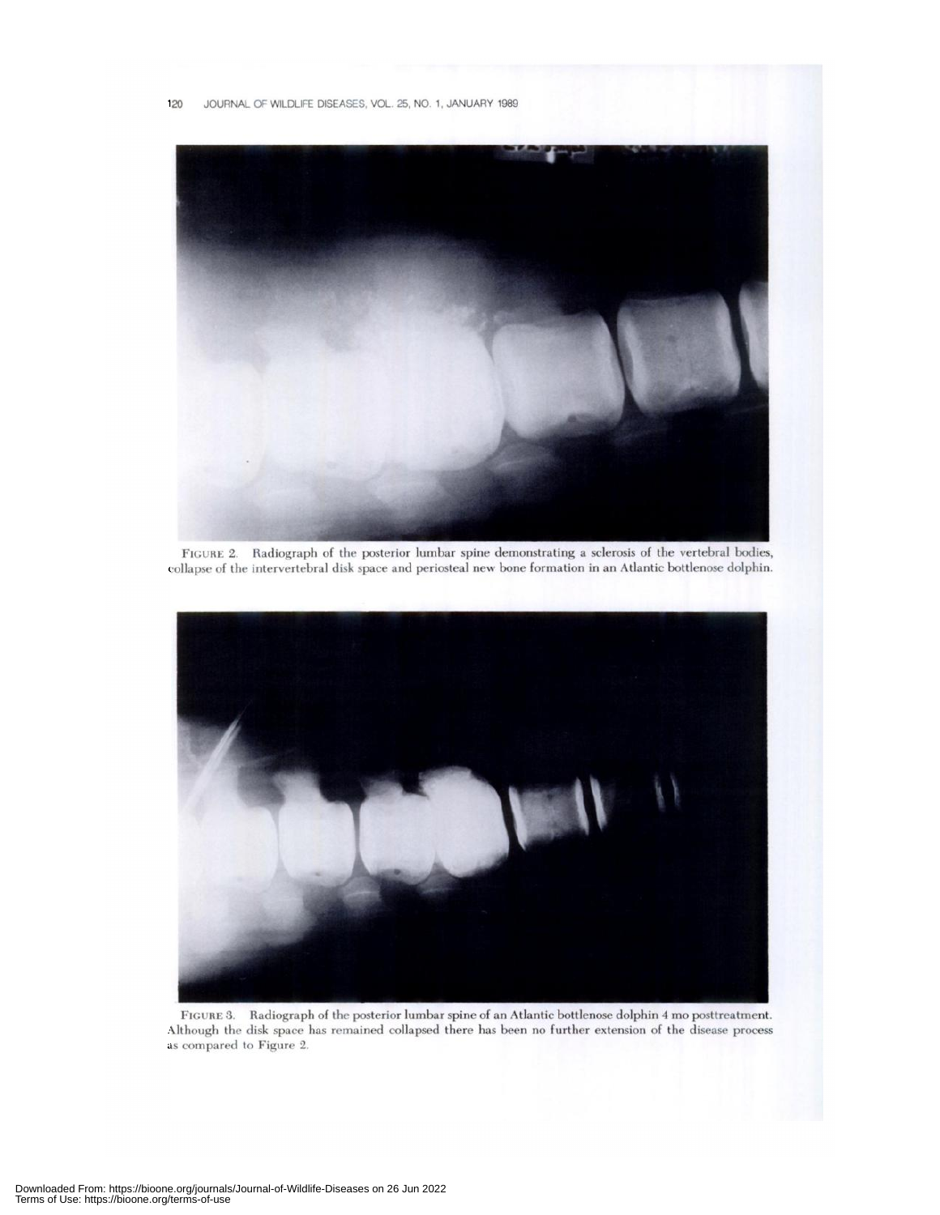FIGURE 2. Radiograph of the posterior lumbar spine demonstrating a sclerosis of the vertebral bodies, collapse of the intervertebral disk space and periosteal new bone formation in an Atlantic bottlenose dolphin.

FIGURE 3. Radiograph of the posterior lumbar spine of an Atlantic bottlenose dolphin 4 mo posttreatment. Although the disk space has remained collapsed there has been no further extension of the disease process as compared to Figure 2.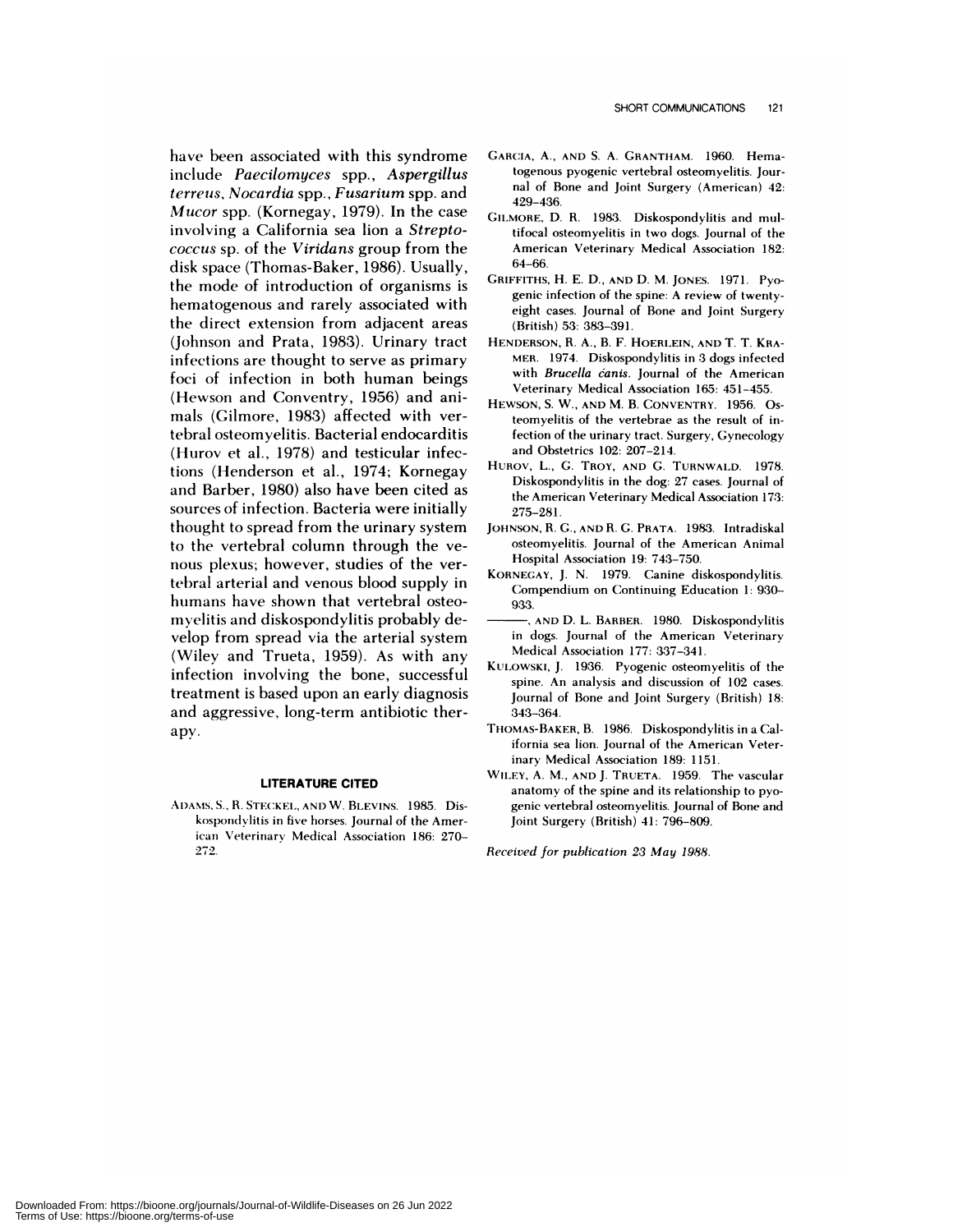have been associated with this syndrome include *Paecilomyces* spp., *Aspergillus terreus*, *Nocardia* spp., *Fusarium* spp. and *Mucor* spp. (Kornegay, 1979). In the case involving a California sea lion a *Streptococcus* sp. of the *Viridans* group from the disk space (Thomas-Baker, 1986). Usually, the mode of introduction of organisms is hematogenous and rarely associated with the direct extension from adjacent areas (Johnson and Prata, 1983). Urinary tract infections are thought to serve as primary foci of infection in both human beings (Hewson and Conventry, 1956) and animals (Gilmore, 1983) affected with vertebral osteomyelitis. Bacterial endocarditis (Hurov et al., 1978) and testicular infections (Henderson et al., 1974; Kornegay and Barber, 1980) also have been cited as sources of infection. Bacteria were initially thought to spread from the urinary system to the vertebral column through the venous plexus; however, studies of the vertebral arterial and venous blood supply in humans have shown that vertebral osteomyelitis and diskospondylitis probably develop from spread via the arterial system (Wiley and Trueta, 1959). As with any infection involving the bone, successful treatment is based upon an early diagnosis and aggressive, long-term antibiotic therapy.

## LITERATURE CITED

ADAMS, S., R. STECKEL, AND W. BLEVINS. 1985. Diskospondylitis in five horses. Journal of the American Veterinary Medical Association 186: 270–272.

GARCIA, A., AND S. A. GRANTHAM. 1960. Hematogenous pyogenic vertebral osteomyelitis. Journal of Bone and Joint Surgery (American) 42: 429–436.

GILMORE, D. R. 1983. Diskospondylitis and multifocal osteomyelitis in two dogs. Journal of the American Veterinary Medical Association 182: 64–66.

GRIFFITHS, H. E. D., AND D. M. JONES. 1971. Pyogenic infection of the spine: A review of twenty-eight cases. Journal of Bone and Joint Surgery (British) 53: 383–391.

HENDERSON, R. A., B. F. HOERLEIN, AND T. T. KRAMER. 1974. Diskospondylitis in 3 dogs infected with *Brucella canis*. Journal of the American Veterinary Medical Association 165: 451–455.

HEWSON, S. W., AND M. B. CONVENTRY. 1956. Osteomyelitis of the vertebrae as the result of infection of the urinary tract. Surgery, Gynecology and Obstetrics 102: 207–214.

HUROV, L., G. TROY, AND G. TURNWALD. 1978. Diskospondylitis in the dog: 27 cases. Journal of the American Veterinary Medical Association 173: 275–281.

JOHNSON, R. G., AND R. G. PRATA. 1983. Intradiskal osteomyelitis. Journal of the American Animal Hospital Association 19: 743–750.

KORNEGAY, J. N. 1979. Canine diskospondylitis. Compendium on Continuing Education 1: 930–933.

———, AND D. L. BARBER. 1980. Diskospondylitis in dogs. Journal of the American Veterinary Medical Association 177: 337–341.

KULOWSKI, J. 1936. Pyogenic osteomyelitis of the spine. An analysis and discussion of 102 cases. Journal of Bone and Joint Surgery (British) 18: 343–364.

THOMAS-BAKER, B. 1986. Diskospondylitis in a California sea lion. Journal of the American Veterinary Medical Association 189: 1151.

WILEY, A. M., AND J. TRUETA. 1959. The vascular anatomy of the spine and its relationship to pyogenic vertebral osteomyelitis. Journal of Bone and Joint Surgery (British) 41: 796–809.

*Received for publication 23 May 1988.*